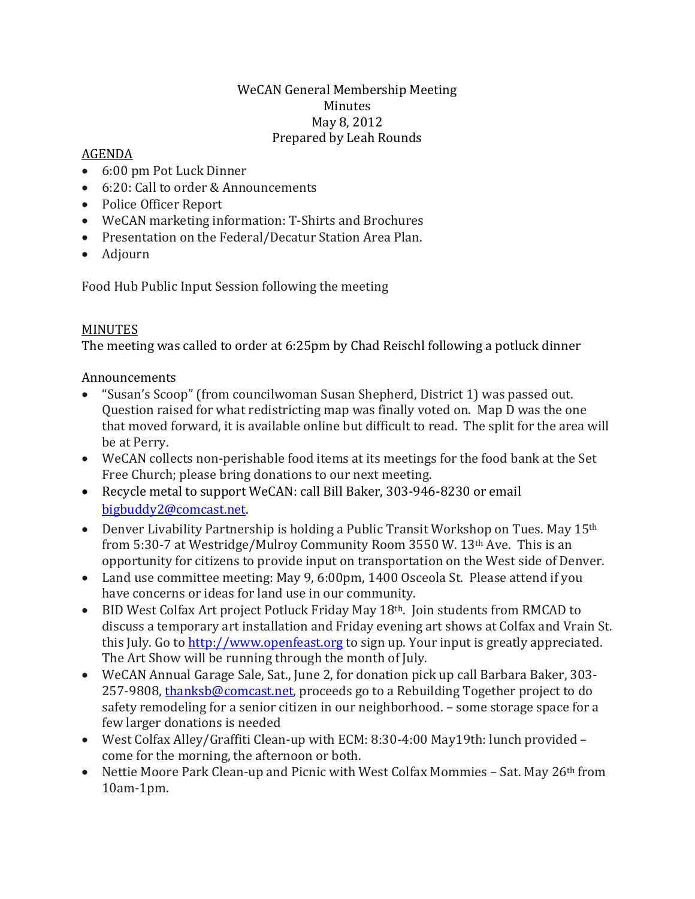WeCAN General Membership Meeting
Minutes
May 8, 2012
Prepared by Leah Rounds

AGENDA

- 6:00 pm Pot Luck Dinner
- 6:20: Call to order & Announcements
- Police Officer Report
- WeCAN marketing information: T-Shirts and Brochures
- Presentation on the Federal/Decatur Station Area Plan.
- Adjourn

Food Hub Public Input Session following the meeting

MINUTES

The meeting was called to order at 6:25pm by Chad Reischl following a potluck dinner

Announcements

- "Susan's Scoop" (from councilwoman Susan Shepherd, District 1) was passed out. Question raised for what redistricting map was finally voted on. Map D was the one that moved forward, it is available online but difficult to read. The split for the area will be at Perry.
- WeCAN collects non-perishable food items at its meetings for the food bank at the Set Free Church; please bring donations to our next meeting.
- Recycle metal to support WeCAN: call Bill Baker, 303-946-8230 or email bigbuddy2@comcast.net.
- Denver Livability Partnership is holding a Public Transit Workshop on Tues. May 15th from 5:30-7 at Westridge/Mulroy Community Room 3550 W. 13th Ave. This is an opportunity for citizens to provide input on transportation on the West side of Denver.
- Land use committee meeting: May 9, 6:00pm, 1400 Osceola St. Please attend if you have concerns or ideas for land use in our community.
- BID West Colfax Art project Potluck Friday May 18th. Join students from RMCAD to discuss a temporary art installation and Friday evening art shows at Colfax and Vrain St. this July. Go to http://www.openfeast.org to sign up. Your input is greatly appreciated. The Art Show will be running through the month of July.
- WeCAN Annual Garage Sale, Sat., June 2, for donation pick up call Barbara Baker, 303-257-9808, thanksb@comcast.net, proceeds go to a Rebuilding Together project to do safety remodeling for a senior citizen in our neighborhood. – some storage space for a few larger donations is needed
- West Colfax Alley/Graffiti Clean-up with ECM: 8:30-4:00 May19th: lunch provided – come for the morning, the afternoon or both.
- Nettie Moore Park Clean-up and Picnic with West Colfax Mommies – Sat. May 26th from 10am-1pm.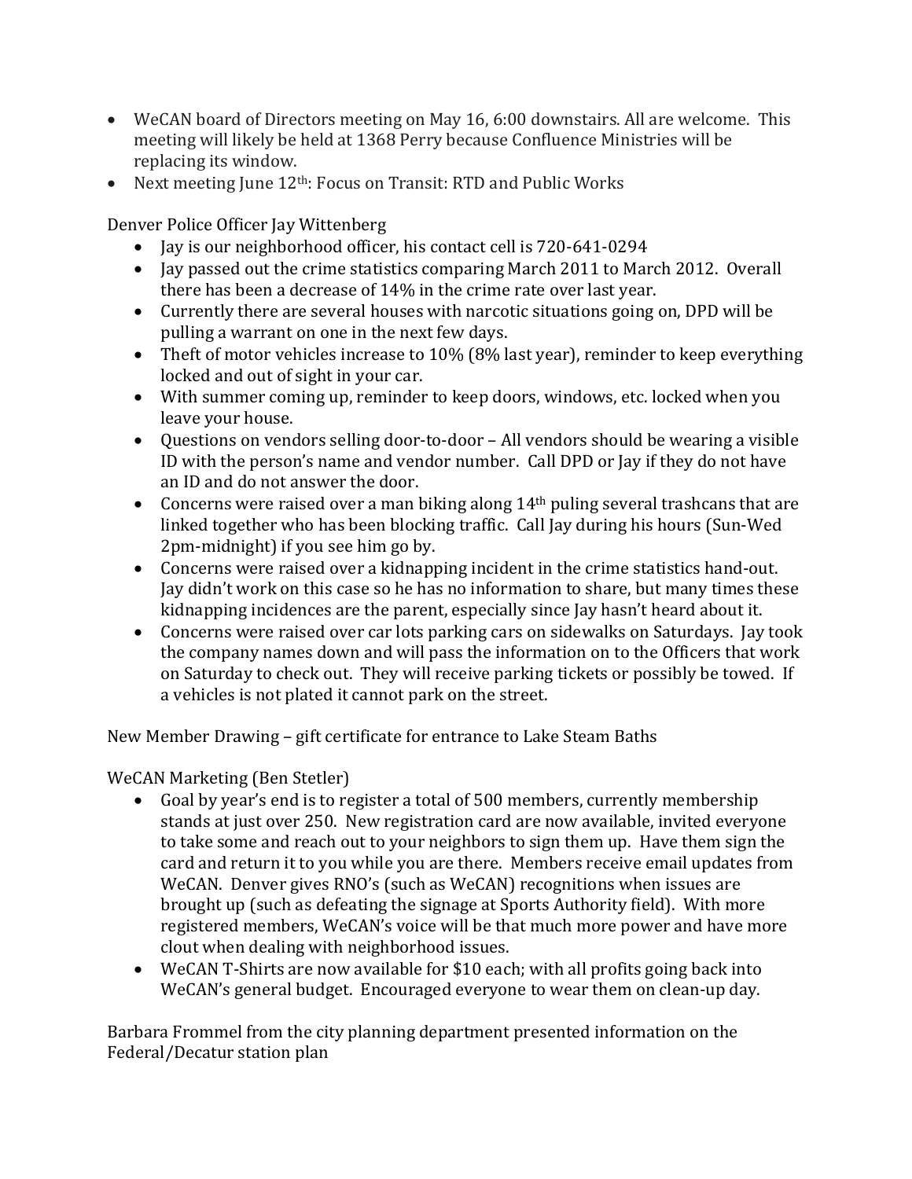- WeCAN board of Directors meeting on May 16, 6:00 downstairs. All are welcome. This meeting will likely be held at 1368 Perry because Confluence Ministries will be replacing its window.
- Next meeting June 12th: Focus on Transit: RTD and Public Works

Denver Police Officer Jay Wittenberg

- Jay is our neighborhood officer, his contact cell is 720-641-0294
- Jay passed out the crime statistics comparing March 2011 to March 2012. Overall there has been a decrease of 14% in the crime rate over last year.
- Currently there are several houses with narcotic situations going on, DPD will be pulling a warrant on one in the next few days.
- Theft of motor vehicles increase to 10% (8% last year), reminder to keep everything locked and out of sight in your car.
- With summer coming up, reminder to keep doors, windows, etc. locked when you leave your house.
- Questions on vendors selling door-to-door – All vendors should be wearing a visible ID with the person's name and vendor number. Call DPD or Jay if they do not have an ID and do not answer the door.
- Concerns were raised over a man biking along 14th puling several trashcans that are linked together who has been blocking traffic. Call Jay during his hours (Sun-Wed 2pm-midnight) if you see him go by.
- Concerns were raised over a kidnapping incident in the crime statistics hand-out. Jay didn't work on this case so he has no information to share, but many times these kidnapping incidences are the parent, especially since Jay hasn't heard about it.
- Concerns were raised over car lots parking cars on sidewalks on Saturdays. Jay took the company names down and will pass the information on to the Officers that work on Saturday to check out. They will receive parking tickets or possibly be towed. If a vehicles is not plated it cannot park on the street.

New Member Drawing – gift certificate for entrance to Lake Steam Baths

WeCAN Marketing (Ben Stetler)

- Goal by year's end is to register a total of 500 members, currently membership stands at just over 250. New registration card are now available, invited everyone to take some and reach out to your neighbors to sign them up. Have them sign the card and return it to you while you are there. Members receive email updates from WeCAN. Denver gives RNO's (such as WeCAN) recognitions when issues are brought up (such as defeating the signage at Sports Authority field). With more registered members, WeCAN's voice will be that much more power and have more clout when dealing with neighborhood issues.
- WeCAN T-Shirts are now available for $10 each; with all profits going back into WeCAN's general budget. Encouraged everyone to wear them on clean-up day.

Barbara Frommel from the city planning department presented information on the Federal/Decatur station plan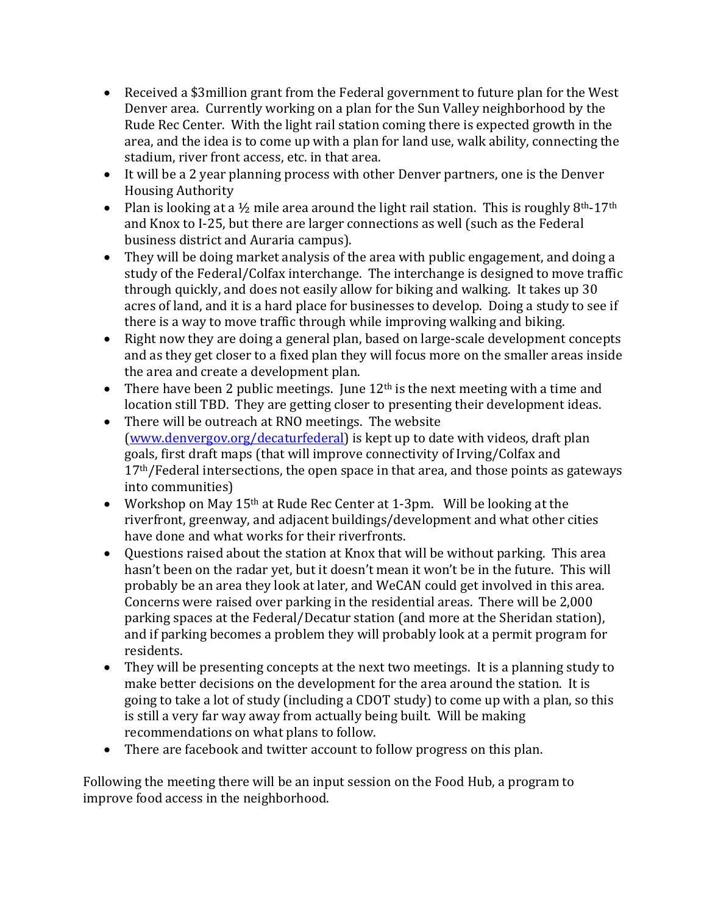- Received a $3million grant from the Federal government to future plan for the West Denver area. Currently working on a plan for the Sun Valley neighborhood by the Rude Rec Center. With the light rail station coming there is expected growth in the area, and the idea is to come up with a plan for land use, walk ability, connecting the stadium, river front access, etc. in that area.
- It will be a 2 year planning process with other Denver partners, one is the Denver Housing Authority
- Plan is looking at a ½ mile area around the light rail station. This is roughly 8th-17th and Knox to I-25, but there are larger connections as well (such as the Federal business district and Auraria campus).
- They will be doing market analysis of the area with public engagement, and doing a study of the Federal/Colfax interchange. The interchange is designed to move traffic through quickly, and does not easily allow for biking and walking. It takes up 30 acres of land, and it is a hard place for businesses to develop. Doing a study to see if there is a way to move traffic through while improving walking and biking.
- Right now they are doing a general plan, based on large-scale development concepts and as they get closer to a fixed plan they will focus more on the smaller areas inside the area and create a development plan.
- There have been 2 public meetings. June 12th is the next meeting with a time and location still TBD. They are getting closer to presenting their development ideas.
- There will be outreach at RNO meetings. The website ([www.denvergov.org/decaturfederal](http://www.denvergov.org/decaturfederal)) is kept up to date with videos, draft plan goals, first draft maps (that will improve connectivity of Irving/Colfax and 17th/Federal intersections, the open space in that area, and those points as gateways into communities)
- Workshop on May 15th at Rude Rec Center at 1-3pm. Will be looking at the riverfront, greenway, and adjacent buildings/development and what other cities have done and what works for their riverfronts.
- Questions raised about the station at Knox that will be without parking. This area hasn't been on the radar yet, but it doesn't mean it won't be in the future. This will probably be an area they look at later, and WeCAN could get involved in this area. Concerns were raised over parking in the residential areas. There will be 2,000 parking spaces at the Federal/Decatur station (and more at the Sheridan station), and if parking becomes a problem they will probably look at a permit program for residents.
- They will be presenting concepts at the next two meetings. It is a planning study to make better decisions on the development for the area around the station. It is going to take a lot of study (including a CDOT study) to come up with a plan, so this is still a very far way away from actually being built. Will be making recommendations on what plans to follow.
- There are facebook and twitter account to follow progress on this plan.

Following the meeting there will be an input session on the Food Hub, a program to improve food access in the neighborhood.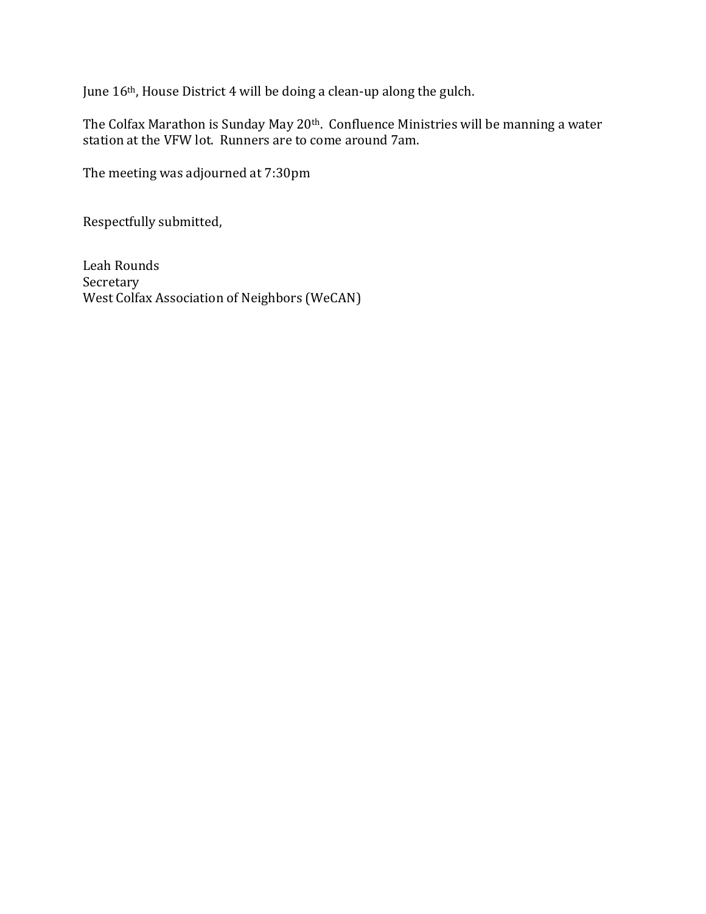June 16th, House District 4 will be doing a clean-up along the gulch.

The Colfax Marathon is Sunday May 20th. Confluence Ministries will be manning a water station at the VFW lot. Runners are to come around 7am.

The meeting was adjourned at 7:30pm

Respectfully submitted,

Leah Rounds
Secretary
West Colfax Association of Neighbors (WeCAN)